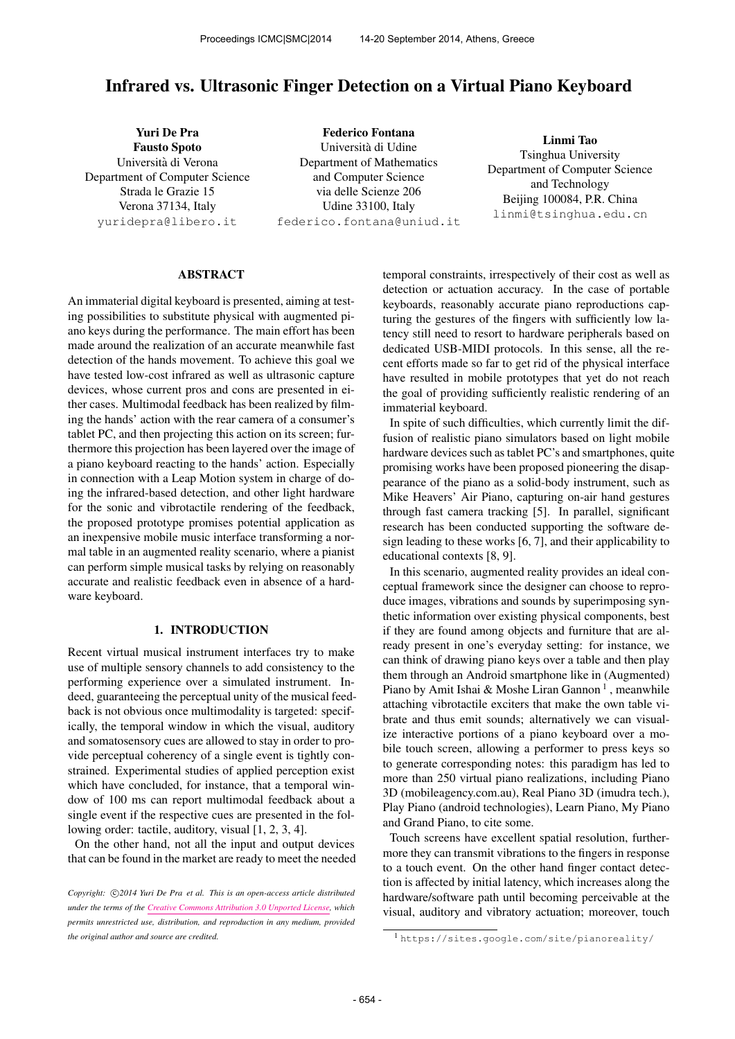# Infrared vs. Ultrasonic Finger Detection on a Virtual Piano Keyboard

**Yuri De Pra**
**Fausto Spoto**
Università di Verona
Department of Computer Science
Strada le Grazie 15
Verona 37134, Italy
yuridepra@libero.it

**Federico Fontana**
Università di Udine
Department of Mathematics
and Computer Science
via delle Scienze 206
Udine 33100, Italy
federico.fontana@uniud.it

**Linmi Tao**
Tsinghua University
Department of Computer Science
and Technology
Beijing 100084, P.R. China
linmi@tsinghua.edu.cn

## ABSTRACT

An immaterial digital keyboard is presented, aiming at testing possibilities to substitute physical with augmented piano keys during the performance. The main effort has been made around the realization of an accurate meanwhile fast detection of the hands movement. To achieve this goal we have tested low-cost infrared as well as ultrasonic capture devices, whose current pros and cons are presented in either cases. Multimodal feedback has been realized by filming the hands' action with the rear camera of a consumer's tablet PC, and then projecting this action on its screen; furthermore this projection has been layered over the image of a piano keyboard reacting to the hands' action. Especially in connection with a Leap Motion system in charge of doing the infrared-based detection, and other light hardware for the sonic and vibrotactile rendering of the feedback, the proposed prototype promises potential application as an inexpensive mobile music interface transforming a normal table in an augmented reality scenario, where a pianist can perform simple musical tasks by relying on reasonably accurate and realistic feedback even in absence of a hardware keyboard.

## 1. INTRODUCTION

Recent virtual musical instrument interfaces try to make use of multiple sensory channels to add consistency to the performing experience over a simulated instrument. Indeed, guaranteeing the perceptual unity of the musical feedback is not obvious once multimodality is targeted: specifically, the temporal window in which the visual, auditory and somatosensory cues are allowed to stay in order to provide perceptual coherency of a single event is tightly constrained. Experimental studies of applied perception exist which have concluded, for instance, that a temporal window of 100 ms can report multimodal feedback about a single event if the respective cues are presented in the following order: tactile, auditory, visual [1, 2, 3, 4].

On the other hand, not all the input and output devices that can be found in the market are ready to meet the needed temporal constraints, irrespectively of their cost as well as detection or actuation accuracy. In the case of portable keyboards, reasonably accurate piano reproductions capturing the gestures of the fingers with sufficiently low latency still need to resort to hardware peripherals based on dedicated USB-MIDI protocols. In this sense, all the recent efforts made so far to get rid of the physical interface have resulted in mobile prototypes that yet do not reach the goal of providing sufficiently realistic rendering of an immaterial keyboard.

In spite of such difficulties, which currently limit the diffusion of realistic piano simulators based on light mobile hardware devices such as tablet PC's and smartphones, quite promising works have been proposed pioneering the disappearance of the piano as a solid-body instrument, such as Mike Heavers' Air Piano, capturing on-air hand gestures through fast camera tracking [5]. In parallel, significant research has been conducted supporting the software design leading to these works [6, 7], and their applicability to educational contexts [8, 9].

In this scenario, augmented reality provides an ideal conceptual framework since the designer can choose to reproduce images, vibrations and sounds by superimposing synthetic information over existing physical components, best if they are found among objects and furniture that are already present in one's everyday setting: for instance, we can think of drawing piano keys over a table and then play them through an Android smartphone like in (Augmented) Piano by Amit Ishai & Moshe Liran Gannon [1], meanwhile attaching vibrotactile exciters that make the own table vibrate and thus emit sounds; alternatively we can visualize interactive portions of a piano keyboard over a mobile touch screen, allowing a performer to press keys so to generate corresponding notes: this paradigm has led to more than 250 virtual piano realizations, including Piano 3D (mobileagency.com.au), Real Piano 3D (imudra tech.), Play Piano (android technologies), Learn Piano, My Piano and Grand Piano, to cite some.

Touch screens have excellent spatial resolution, furthermore they can transmit vibrations to the fingers in response to a touch event. On the other hand finger contact detection is affected by initial latency, which increases along the hardware/software path until becoming perceivable at the visual, auditory and vibratory actuation; moreover, touch

[1] https://sites.google.com/site/pianoreality/

*Copyright: ©2014 Yuri De Pra et al. This is an open-access article distributed under the terms of the Creative Commons Attribution 3.0 Unported License, which permits unrestricted use, distribution, and reproduction in any medium, provided the original author and source are credited.*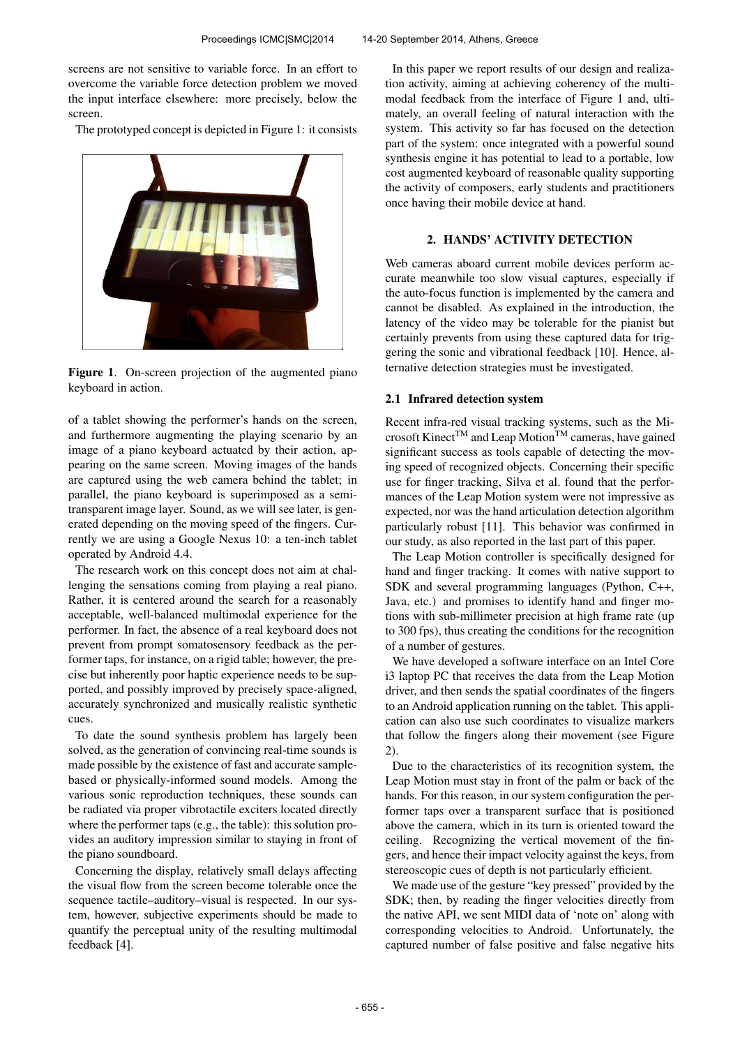screens are not sensitive to variable force. In an effort to overcome the variable force detection problem we moved the input interface elsewhere: more precisely, below the screen.

The prototyped concept is depicted in Figure 1: it consists

**Figure 1**. On-screen projection of the augmented piano keyboard in action.

of a tablet showing the performer's hands on the screen, and furthermore augmenting the playing scenario by an image of a piano keyboard actuated by their action, appearing on the same screen. Moving images of the hands are captured using the web camera behind the tablet; in parallel, the piano keyboard is superimposed as a semi-transparent image layer. Sound, as we will see later, is generated depending on the moving speed of the fingers. Currently we are using a Google Nexus 10: a ten-inch tablet operated by Android 4.4.

The research work on this concept does not aim at challenging the sensations coming from playing a real piano. Rather, it is centered around the search for a reasonably acceptable, well-balanced multimodal experience for the performer. In fact, the absence of a real keyboard does not prevent from prompt somatosensory feedback as the performer taps, for instance, on a rigid table; however, the precise but inherently poor haptic experience needs to be supported, and possibly improved by precisely space-aligned, accurately synchronized and musically realistic synthetic cues.

To date the sound synthesis problem has largely been solved, as the generation of convincing real-time sounds is made possible by the existence of fast and accurate sample-based or physically-informed sound models. Among the various sonic reproduction techniques, these sounds can be radiated via proper vibrotactile exciters located directly where the performer taps (e.g., the table): this solution provides an auditory impression similar to staying in front of the piano soundboard.

Concerning the display, relatively small delays affecting the visual flow from the screen become tolerable once the sequence tactile–auditory–visual is respected. In our system, however, subjective experiments should be made to quantify the perceptual unity of the resulting multimodal feedback [4].

In this paper we report results of our design and realization activity, aiming at achieving coherency of the multimodal feedback from the interface of Figure 1 and, ultimately, an overall feeling of natural interaction with the system. This activity so far has focused on the detection part of the system: once integrated with a powerful sound synthesis engine it has potential to lead to a portable, low cost augmented keyboard of reasonable quality supporting the activity of composers, early students and practitioners once having their mobile device at hand.

## 2. HANDS' ACTIVITY DETECTION

Web cameras aboard current mobile devices perform accurate meanwhile too slow visual captures, especially if the auto-focus function is implemented by the camera and cannot be disabled. As explained in the introduction, the latency of the video may be tolerable for the pianist but certainly prevents from using these captured data for triggering the sonic and vibrational feedback [10]. Hence, alternative detection strategies must be investigated.

### 2.1 Infrared detection system

Recent infra-red visual tracking systems, such as the Microsoft Kinect™ and Leap Motion™ cameras, have gained significant success as tools capable of detecting the moving speed of recognized objects. Concerning their specific use for finger tracking, Silva et al. found that the performances of the Leap Motion system were not impressive as expected, nor was the hand articulation detection algorithm particularly robust [11]. This behavior was confirmed in our study, as also reported in the last part of this paper.

The Leap Motion controller is specifically designed for hand and finger tracking. It comes with native support to SDK and several programming languages (Python, C++, Java, etc.) and promises to identify hand and finger motions with sub-millimeter precision at high frame rate (up to 300 fps), thus creating the conditions for the recognition of a number of gestures.

We have developed a software interface on an Intel Core i3 laptop PC that receives the data from the Leap Motion driver, and then sends the spatial coordinates of the fingers to an Android application running on the tablet. This application can also use such coordinates to visualize markers that follow the fingers along their movement (see Figure 2).

Due to the characteristics of its recognition system, the Leap Motion must stay in front of the palm or back of the hands. For this reason, in our system configuration the performer taps over a transparent surface that is positioned above the camera, which in its turn is oriented toward the ceiling. Recognizing the vertical movement of the fingers, and hence their impact velocity against the keys, from stereoscopic cues of depth is not particularly efficient.

We made use of the gesture "key pressed" provided by the SDK; then, by reading the finger velocities directly from the native API, we sent MIDI data of 'note on' along with corresponding velocities to Android. Unfortunately, the captured number of false positive and false negative hits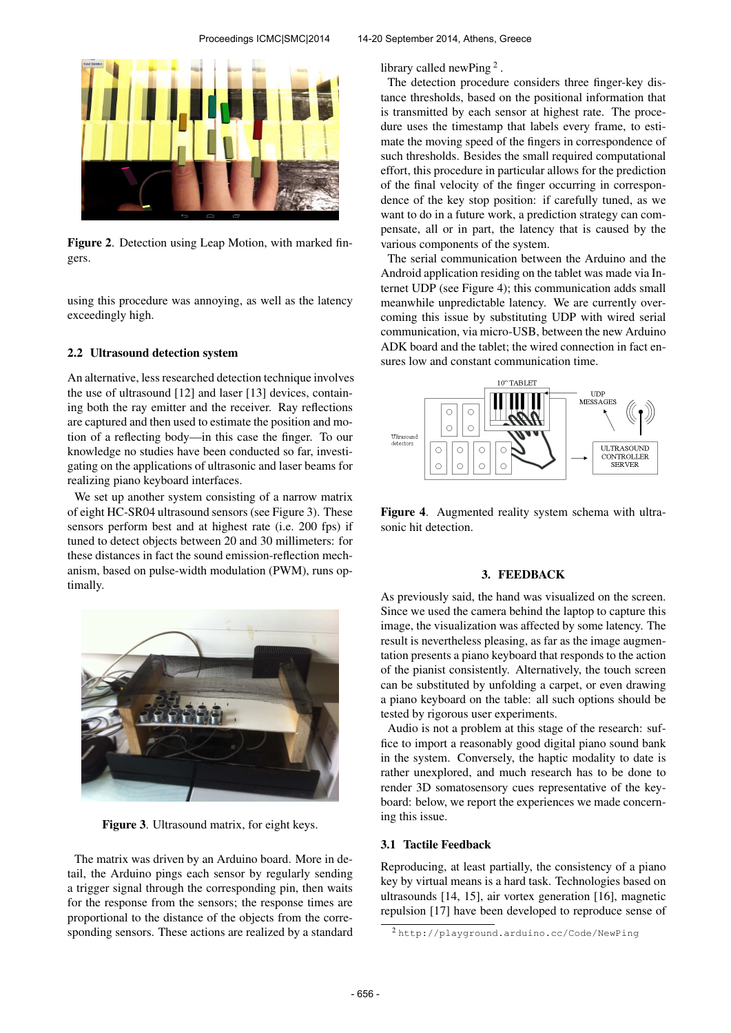Figure 2. Detection using Leap Motion, with marked fingers.

using this procedure was annoying, as well as the latency exceedingly high.

### 2.2 Ultrasound detection system

An alternative, less researched detection technique involves the use of ultrasound [12] and laser [13] devices, containing both the ray emitter and the receiver. Ray reflections are captured and then used to estimate the position and motion of a reflecting body—in this case the finger. To our knowledge no studies have been conducted so far, investigating on the applications of ultrasonic and laser beams for realizing piano keyboard interfaces.

We set up another system consisting of a narrow matrix of eight HC-SR04 ultrasound sensors (see Figure 3). These sensors perform best and at highest rate (i.e. 200 fps) if tuned to detect objects between 20 and 30 millimeters: for these distances in fact the sound emission-reflection mechanism, based on pulse-width modulation (PWM), runs optimally.

Figure 3. Ultrasound matrix, for eight keys.

The matrix was driven by an Arduino board. More in detail, the Arduino pings each sensor by regularly sending a trigger signal through the corresponding pin, then waits for the response from the sensors; the response times are proportional to the distance of the objects from the corresponding sensors. These actions are realized by a standard library called newPing [2].

The detection procedure considers three finger-key distance thresholds, based on the positional information that is transmitted by each sensor at highest rate. The procedure uses the timestamp that labels every frame, to estimate the moving speed of the fingers in correspondence of such thresholds. Besides the small required computational effort, this procedure in particular allows for the prediction of the final velocity of the finger occurring in correspondence of the key stop position: if carefully tuned, as we want to do in a future work, a prediction strategy can compensate, all or in part, the latency that is caused by the various components of the system.

The serial communication between the Arduino and the Android application residing on the tablet was made via Internet UDP (see Figure 4); this communication adds small meanwhile unpredictable latency. We are currently overcoming this issue by substituting UDP with wired serial communication, via micro-USB, between the new Arduino ADK board and the tablet; the wired connection in fact ensures low and constant communication time.

Figure 4. Augmented reality system schema with ultrasonic hit detection.

## 3. FEEDBACK

As previously said, the hand was visualized on the screen. Since we used the camera behind the laptop to capture this image, the visualization was affected by some latency. The result is nevertheless pleasing, as far as the image augmentation presents a piano keyboard that responds to the action of the pianist consistently. Alternatively, the touch screen can be substituted by unfolding a carpet, or even drawing a piano keyboard on the table: all such options should be tested by rigorous user experiments.

Audio is not a problem at this stage of the research: suffice to import a reasonably good digital piano sound bank in the system. Conversely, the haptic modality to date is rather unexplored, and much research has to be done to render 3D somatosensory cues representative of the keyboard: below, we report the experiences we made concerning this issue.

### 3.1 Tactile Feedback

Reproducing, at least partially, the consistency of a piano key by virtual means is a hard task. Technologies based on ultrasounds [14, 15], air vortex generation [16], magnetic repulsion [17] have been developed to reproduce sense of

[2] http://playground.arduino.cc/Code/NewPing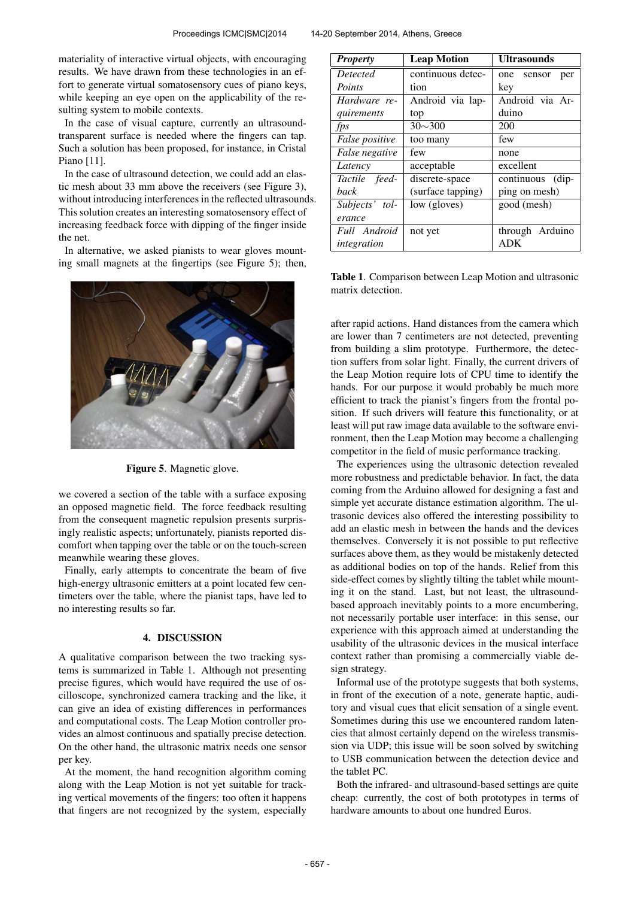materiality of interactive virtual objects, with encouraging results. We have drawn from these technologies in an effort to generate virtual somatosensory cues of piano keys, while keeping an eye open on the applicability of the resulting system to mobile contexts.

In the case of visual capture, currently an ultrasound-transparent surface is needed where the fingers can tap. Such a solution has been proposed, for instance, in Cristal Piano [11].

In the case of ultrasound detection, we could add an elastic mesh about 33 mm above the receivers (see Figure 3), without introducing interferences in the reflected ultrasounds. This solution creates an interesting somatosensory effect of increasing feedback force with dipping of the finger inside the net.

In alternative, we asked pianists to wear gloves mounting small magnets at the fingertips (see Figure 5); then,

**Figure 5**. Magnetic glove.

we covered a section of the table with a surface exposing an opposed magnetic field. The force feedback resulting from the consequent magnetic repulsion presents surprisingly realistic aspects; unfortunately, pianists reported discomfort when tapping over the table or on the touch-screen meanwhile wearing these gloves.

Finally, early attempts to concentrate the beam of five high-energy ultrasonic emitters at a point located few centimeters over the table, where the pianist taps, have led to no interesting results so far.

## 4. DISCUSSION

A qualitative comparison between the two tracking systems is summarized in Table 1. Although not presenting precise figures, which would have required the use of oscilloscope, synchronized camera tracking and the like, it can give an idea of existing differences in performances and computational costs. The Leap Motion controller provides an almost continuous and spatially precise detection. On the other hand, the ultrasonic matrix needs one sensor per key.

At the moment, the hand recognition algorithm coming along with the Leap Motion is not yet suitable for tracking vertical movements of the fingers: too often it happens that fingers are not recognized by the system, especially

| *Property* | **Leap Motion** | **Ultrasounds** |
|---|---|---|
| *Detected Points* | continuous detection | one sensor per key |
| *Hardware requirements* | Android via laptop | Android via Arduino |
| *fps* | 30∼300 | 200 |
| *False positive* | too many | few |
| *False negative* | few | none |
| *Latency* | acceptable | excellent |
| *Tactile feedback* | discrete-space (surface tapping) | continuous (dipping on mesh) |
| *Subjects' tolerance* | low (gloves) | good (mesh) |
| *Full Android integration* | not yet | through Arduino ADK |

**Table 1**. Comparison between Leap Motion and ultrasonic matrix detection.

after rapid actions. Hand distances from the camera which are lower than 7 centimeters are not detected, preventing from building a slim prototype. Furthermore, the detection suffers from solar light. Finally, the current drivers of the Leap Motion require lots of CPU time to identify the hands. For our purpose it would probably be much more efficient to track the pianist's fingers from the frontal position. If such drivers will feature this functionality, or at least will put raw image data available to the software environment, then the Leap Motion may become a challenging competitor in the field of music performance tracking.

The experiences using the ultrasonic detection revealed more robustness and predictable behavior. In fact, the data coming from the Arduino allowed for designing a fast and simple yet accurate distance estimation algorithm. The ultrasonic devices also offered the interesting possibility to add an elastic mesh in between the hands and the devices themselves. Conversely it is not possible to put reflective surfaces above them, as they would be mistakenly detected as additional bodies on top of the hands. Relief from this side-effect comes by slightly tilting the tablet while mounting it on the stand. Last, but not least, the ultrasound-based approach inevitably points to a more encumbering, not necessarily portable user interface: in this sense, our experience with this approach aimed at understanding the usability of the ultrasonic devices in the musical interface context rather than promising a commercially viable design strategy.

Informal use of the prototype suggests that both systems, in front of the execution of a note, generate haptic, auditory and visual cues that elicit sensation of a single event. Sometimes during this use we encountered random latencies that almost certainly depend on the wireless transmission via UDP; this issue will be soon solved by switching to USB communication between the detection device and the tablet PC.

Both the infrared- and ultrasound-based settings are quite cheap: currently, the cost of both prototypes in terms of hardware amounts to about one hundred Euros.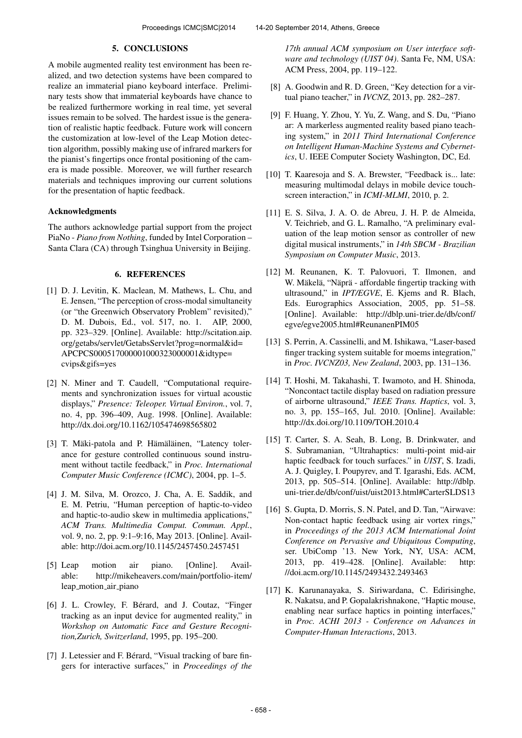## 5. CONCLUSIONS

A mobile augmented reality test environment has been realized, and two detection systems have been compared to realize an immaterial piano keyboard interface. Preliminary tests show that immaterial keyboards have chance to be realized furthermore working in real time, yet several issues remain to be solved. The hardest issue is the generation of realistic haptic feedback. Future work will concern the customization at low-level of the Leap Motion detection algorithm, possibly making use of infrared markers for the pianist's fingertips once frontal positioning of the camera is made possible. Moreover, we will further research materials and techniques improving our current solutions for the presentation of haptic feedback.

### Acknowledgments

The authors acknowledge partial support from the project PiaNo - *Piano from Nothing*, funded by Intel Corporation – Santa Clara (CA) through Tsinghua University in Beijing.

## 6. REFERENCES

[1] D. J. Levitin, K. Maclean, M. Mathews, L. Chu, and E. Jensen, "The perception of cross-modal simultaneity (or "the Greenwich Observatory Problem" revisited)," D. M. Dubois, Ed., vol. 517, no. 1. AIP, 2000, pp. 323–329. [Online]. Available: http://scitation.aip.org/getabs/servlet/GetabsServlet?prog=normal&id=APCPCS000517000001000323000001&idtype=cvips&gifs=yes

[2] N. Miner and T. Caudell, "Computational requirements and synchronization issues for virtual acoustic displays," *Presence: Teleoper. Virtual Environ.*, vol. 7, no. 4, pp. 396–409, Aug. 1998. [Online]. Available: http://dx.doi.org/10.1162/105474698565802

[3] T. Mäki-patola and P. Hämäläinen, "Latency tolerance for gesture controlled continuous sound instrument without tactile feedback," in *Proc. International Computer Music Conference (ICMC)*, 2004, pp. 1–5.

[4] J. M. Silva, M. Orozco, J. Cha, A. E. Saddik, and E. M. Petriu, "Human perception of haptic-to-video and haptic-to-audio skew in multimedia applications," *ACM Trans. Multimedia Comput. Commun. Appl.*, vol. 9, no. 2, pp. 9:1–9:16, May 2013. [Online]. Available: http://doi.acm.org/10.1145/2457450.2457451

[5] Leap motion air piano. [Online]. Available: http://mikeheavers.com/main/portfolio-item/leap_motion_air_piano

[6] J. L. Crowley, F. Bérard, and J. Coutaz, "Finger tracking as an input device for augmented reality," in *Workshop on Automatic Face and Gesture Recognition,Zurich, Switzerland*, 1995, pp. 195–200.

[7] J. Letessier and F. Bérard, "Visual tracking of bare fingers for interactive surfaces," in *Proceedings of the 17th annual ACM symposium on User interface software and technology (UIST 04)*. Santa Fe, NM, USA: ACM Press, 2004, pp. 119–122.

[8] A. Goodwin and R. D. Green, "Key detection for a virtual piano teacher," in *IVCNZ*, 2013, pp. 282–287.

[9] F. Huang, Y. Zhou, Y. Yu, Z. Wang, and S. Du, "Piano ar: A markerless augmented reality based piano teaching system," in *2011 Third International Conference on Intelligent Human-Machine Systems and Cybernetics*, U. IEEE Computer Society Washington, DC, Ed.

[10] T. Kaaresoja and S. A. Brewster, "Feedback is... late: measuring multimodal delays in mobile device touchscreen interaction," in *ICMI-MLMI*, 2010, p. 2.

[11] E. S. Silva, J. A. O. de Abreu, J. H. P. de Almeida, V. Teichrieb, and G. L. Ramalho, "A preliminary evaluation of the leap motion sensor as controller of new digital musical instruments," in *14th SBCM - Brazilian Symposium on Computer Music*, 2013.

[12] M. Reunanen, K. T. Palovuori, T. Ilmonen, and W. Mäkelä, "Näprä - affordable fingertip tracking with ultrasound," in *IPT/EGVE*, E. Kjems and R. Blach, Eds. Eurographics Association, 2005, pp. 51–58. [Online]. Available: http://dblp.uni-trier.de/db/conf/egve/egve2005.html#ReunanenPIM05

[13] S. Perrin, A. Cassinelli, and M. Ishikawa, "Laser-based finger tracking system suitable for moems integration," in *Proc. IVCNZ03, New Zealand*, 2003, pp. 131–136.

[14] T. Hoshi, M. Takahashi, T. Iwamoto, and H. Shinoda, "Noncontact tactile display based on radiation pressure of airborne ultrasound," *IEEE Trans. Haptics*, vol. 3, no. 3, pp. 155–165, Jul. 2010. [Online]. Available: http://dx.doi.org/10.1109/TOH.2010.4

[15] T. Carter, S. A. Seah, B. Long, B. Drinkwater, and S. Subramanian, "Ultrahaptics: multi-point mid-air haptic feedback for touch surfaces." in *UIST*, S. Izadi, A. J. Quigley, I. Poupyrev, and T. Igarashi, Eds. ACM, 2013, pp. 505–514. [Online]. Available: http://dblp.uni-trier.de/db/conf/uist/uist2013.html#CarterSLDS13

[16] S. Gupta, D. Morris, S. N. Patel, and D. Tan, "Airwave: Non-contact haptic feedback using air vortex rings," in *Proceedings of the 2013 ACM International Joint Conference on Pervasive and Ubiquitous Computing*, ser. UbiComp '13. New York, NY, USA: ACM, 2013, pp. 419–428. [Online]. Available: http://doi.acm.org/10.1145/2493432.2493463

[17] K. Karunanayaka, S. Siriwardana, C. Edirisinghe, R. Nakatsu, and P. Gopalakrishnakone, "Haptic mouse, enabling near surface haptics in pointing interfaces," in *Proc. ACHI 2013 - Conference on Advances in Computer-Human Interactions*, 2013.